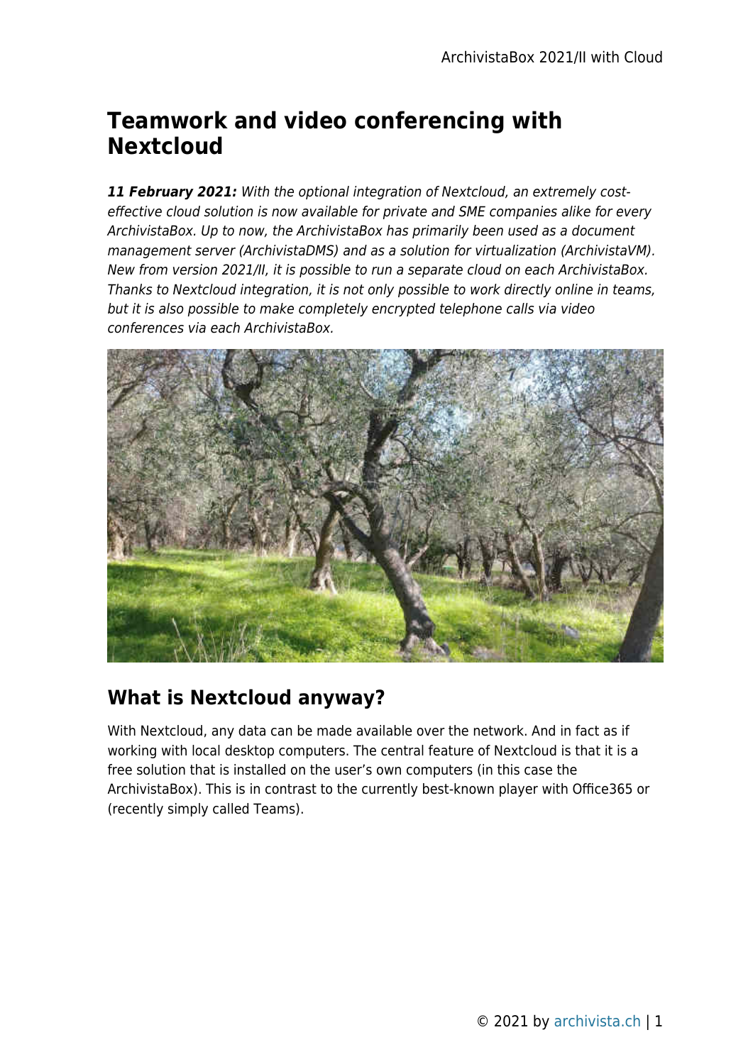# Teamwork and video conferencing with Nextcloud

***11 February 2021:** With the optional integration of Nextcloud, an extremely cost-effective cloud solution is now available for private and SME companies alike for every ArchivistaBox. Up to now, the ArchivistaBox has primarily been used as a document management server (ArchivistaDMS) and as a solution for virtualization (ArchivistaVM). New from version 2021/II, it is possible to run a separate cloud on each ArchivistaBox. Thanks to Nextcloud integration, it is not only possible to work directly online in teams, but it is also possible to make completely encrypted telephone calls via video conferences via each ArchivistaBox.*

## What is Nextcloud anyway?

With Nextcloud, any data can be made available over the network. And in fact as if working with local desktop computers. The central feature of Nextcloud is that it is a free solution that is installed on the user's own computers (in this case the ArchivistaBox). This is in contrast to the currently best-known player with Office365 or (recently simply called Teams).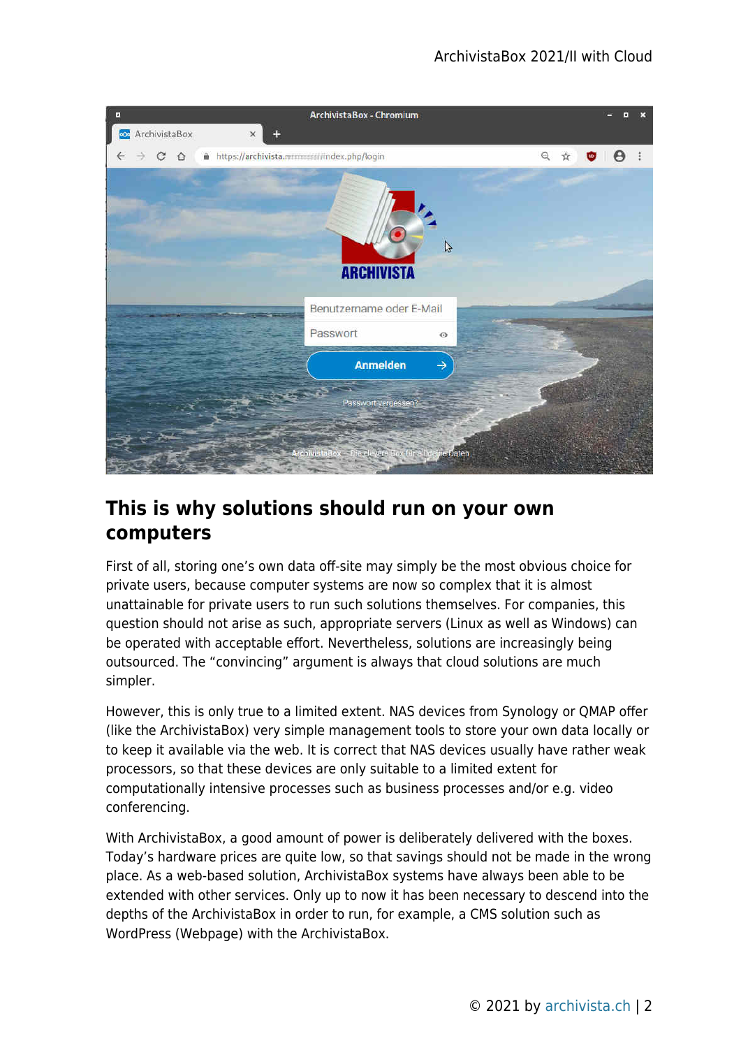## This is why solutions should run on your own computers

First of all, storing one's own data off-site may simply be the most obvious choice for private users, because computer systems are now so complex that it is almost unattainable for private users to run such solutions themselves. For companies, this question should not arise as such, appropriate servers (Linux as well as Windows) can be operated with acceptable effort. Nevertheless, solutions are increasingly being outsourced. The "convincing" argument is always that cloud solutions are much simpler.

However, this is only true to a limited extent. NAS devices from Synology or QMAP offer (like the ArchivistaBox) very simple management tools to store your own data locally or to keep it available via the web. It is correct that NAS devices usually have rather weak processors, so that these devices are only suitable to a limited extent for computationally intensive processes such as business processes and/or e.g. video conferencing.

With ArchivistaBox, a good amount of power is deliberately delivered with the boxes. Today's hardware prices are quite low, so that savings should not be made in the wrong place. As a web-based solution, ArchivistaBox systems have always been able to be extended with other services. Only up to now it has been necessary to descend into the depths of the ArchivistaBox in order to run, for example, a CMS solution such as WordPress (Webpage) with the ArchivistaBox.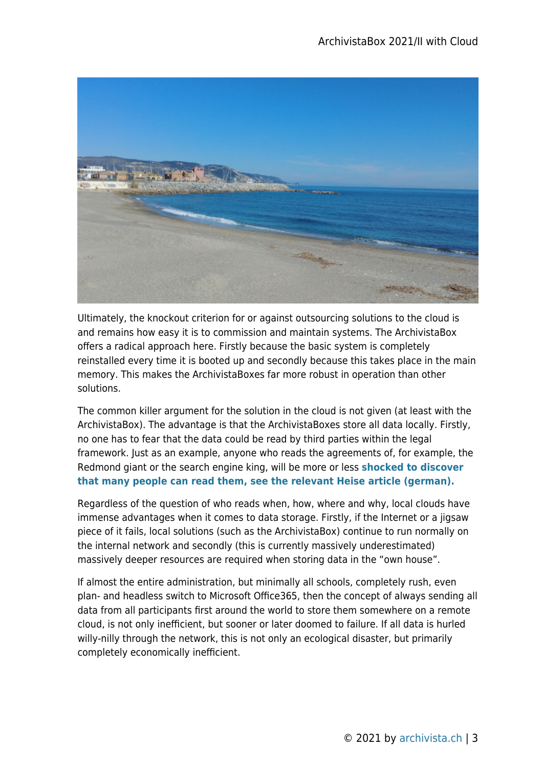Ultimately, the knockout criterion for or against outsourcing solutions to the cloud is and remains how easy it is to commission and maintain systems. The ArchivistaBox offers a radical approach here. Firstly because the basic system is completely reinstalled every time it is booted up and secondly because this takes place in the main memory. This makes the ArchivistaBoxes far more robust in operation than other solutions.

The common killer argument for the solution in the cloud is not given (at least with the ArchivistaBox). The advantage is that the ArchivistaBoxes store all data locally. Firstly, no one has to fear that the data could be read by third parties within the legal framework. Just as an example, anyone who reads the agreements of, for example, the Redmond giant or the search engine king, will be more or less **shocked to discover that many people can read them, see the relevant Heise article (german).**

Regardless of the question of who reads when, how, where and why, local clouds have immense advantages when it comes to data storage. Firstly, if the Internet or a jigsaw piece of it fails, local solutions (such as the ArchivistaBox) continue to run normally on the internal network and secondly (this is currently massively underestimated) massively deeper resources are required when storing data in the "own house".

If almost the entire administration, but minimally all schools, completely rush, even plan- and headless switch to Microsoft Office365, then the concept of always sending all data from all participants first around the world to store them somewhere on a remote cloud, is not only inefficient, but sooner or later doomed to failure. If all data is hurled willy-nilly through the network, this is not only an ecological disaster, but primarily completely economically inefficient.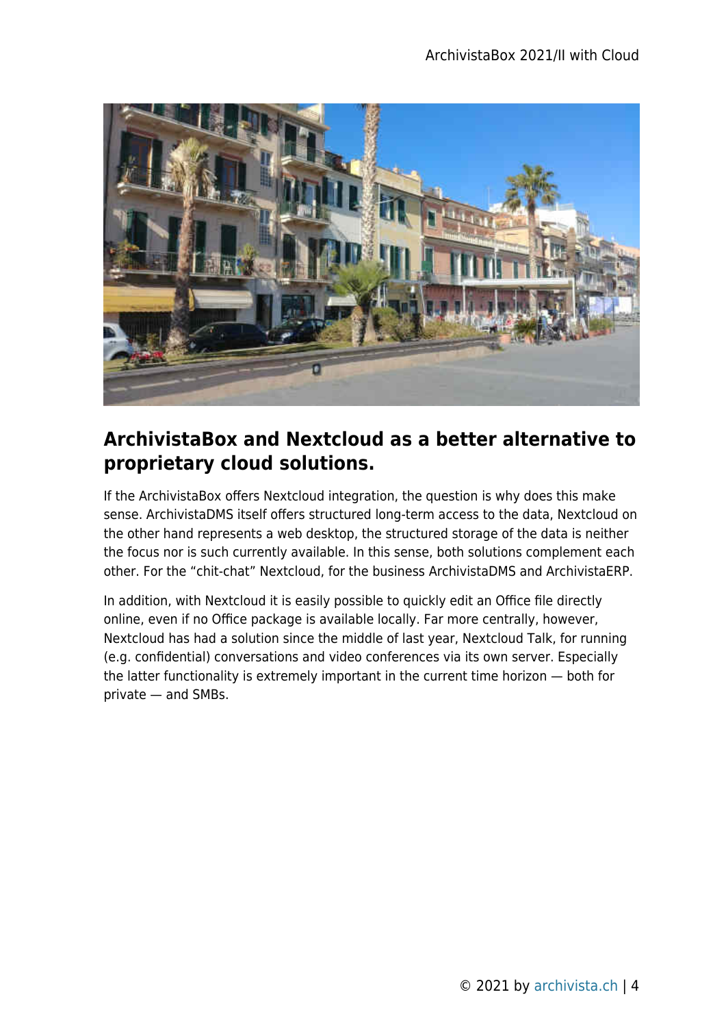## ArchivistaBox and Nextcloud as a better alternative to proprietary cloud solutions.

If the ArchivistaBox offers Nextcloud integration, the question is why does this make sense. ArchivistaDMS itself offers structured long-term access to the data, Nextcloud on the other hand represents a web desktop, the structured storage of the data is neither the focus nor is such currently available. In this sense, both solutions complement each other. For the "chit-chat" Nextcloud, for the business ArchivistaDMS and ArchivistaERP.

In addition, with Nextcloud it is easily possible to quickly edit an Office file directly online, even if no Office package is available locally. Far more centrally, however, Nextcloud has had a solution since the middle of last year, Nextcloud Talk, for running (e.g. confidential) conversations and video conferences via its own server. Especially the latter functionality is extremely important in the current time horizon — both for private — and SMBs.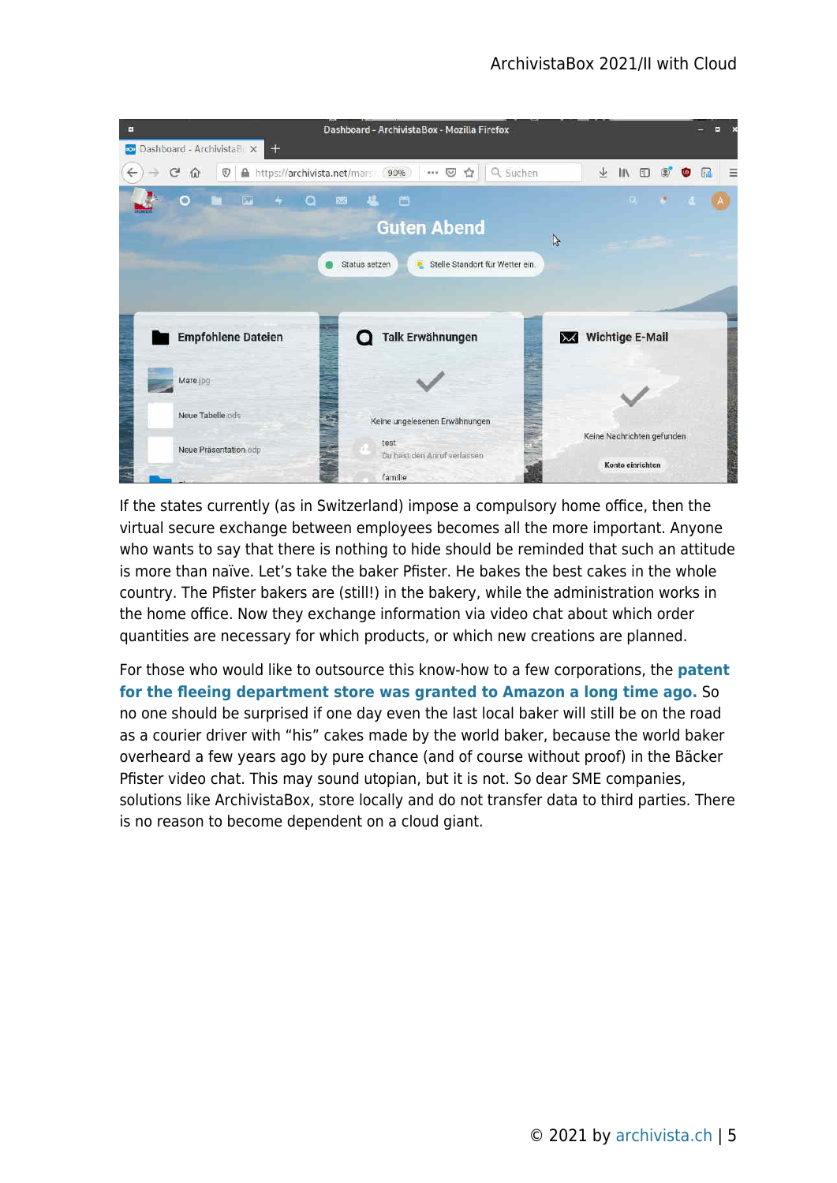If the states currently (as in Switzerland) impose a compulsory home office, then the virtual secure exchange between employees becomes all the more important. Anyone who wants to say that there is nothing to hide should be reminded that such an attitude is more than naïve. Let's take the baker Pfister. He bakes the best cakes in the whole country. The Pfister bakers are (still!) in the bakery, while the administration works in the home office. Now they exchange information via video chat about which order quantities are necessary for which products, or which new creations are planned.

For those who would like to outsource this know-how to a few corporations, the **patent for the fleeing department store was granted to Amazon a long time ago.** So no one should be surprised if one day even the last local baker will still be on the road as a courier driver with "his" cakes made by the world baker, because the world baker overheard a few years ago by pure chance (and of course without proof) in the Bäcker Pfister video chat. This may sound utopian, but it is not. So dear SME companies, solutions like ArchivistaBox, store locally and do not transfer data to third parties. There is no reason to become dependent on a cloud giant.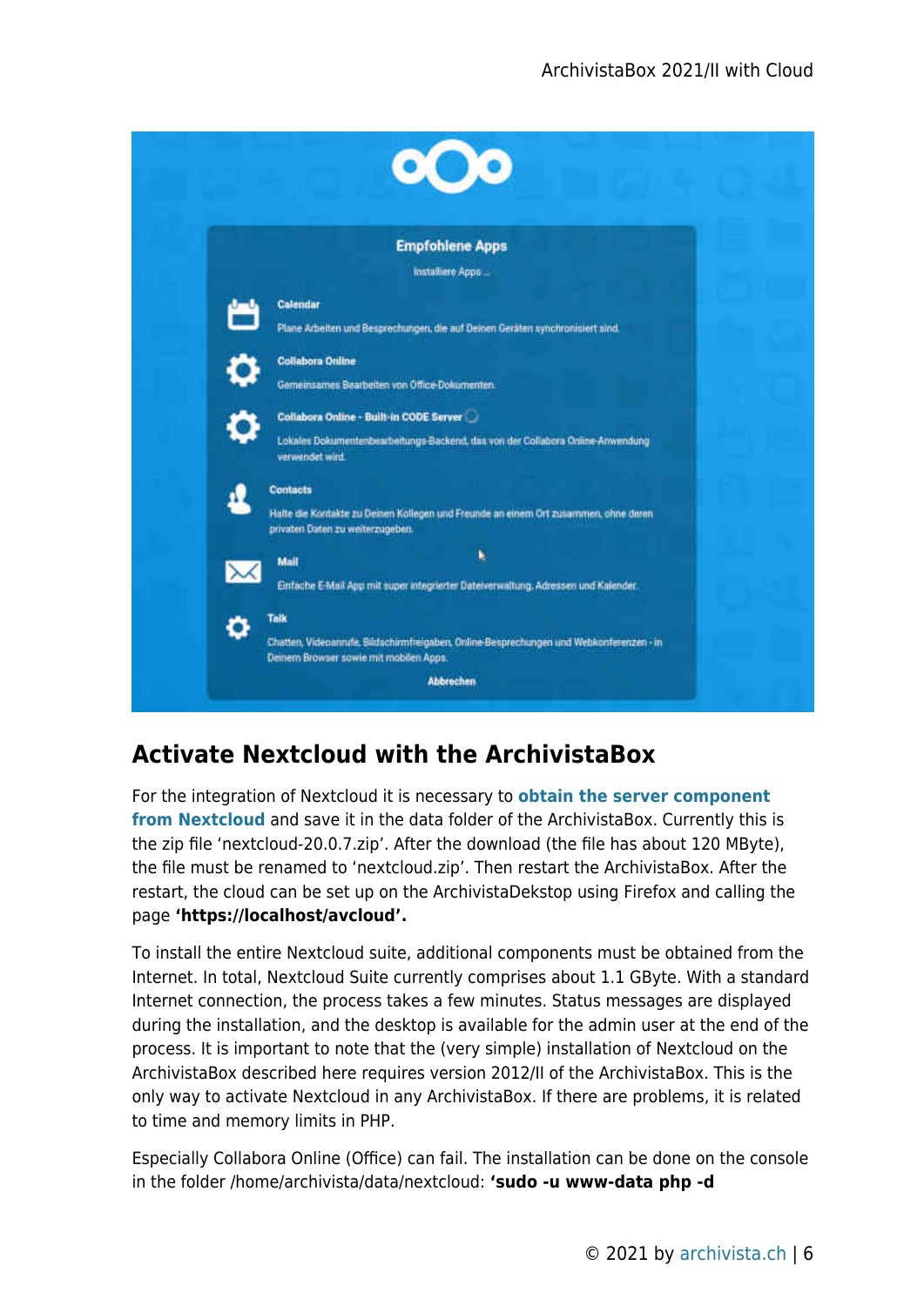## Activate Nextcloud with the ArchivistaBox

For the integration of Nextcloud it is necessary to **obtain the server component from Nextcloud** and save it in the data folder of the ArchivistaBox. Currently this is the zip file 'nextcloud-20.0.7.zip'. After the download (the file has about 120 MByte), the file must be renamed to 'nextcloud.zip'. Then restart the ArchivistaBox. After the restart, the cloud can be set up on the ArchivistaDekstop using Firefox and calling the page **'https://localhost/avcloud'.**

To install the entire Nextcloud suite, additional components must be obtained from the Internet. In total, Nextcloud Suite currently comprises about 1.1 GByte. With a standard Internet connection, the process takes a few minutes. Status messages are displayed during the installation, and the desktop is available for the admin user at the end of the process. It is important to note that the (very simple) installation of Nextcloud on the ArchivistaBox described here requires version 2012/II of the ArchivistaBox. This is the only way to activate Nextcloud in any ArchivistaBox. If there are problems, it is related to time and memory limits in PHP.

Especially Collabora Online (Office) can fail. The installation can be done on the console in the folder /home/archivista/data/nextcloud: **'sudo -u www-data php -d**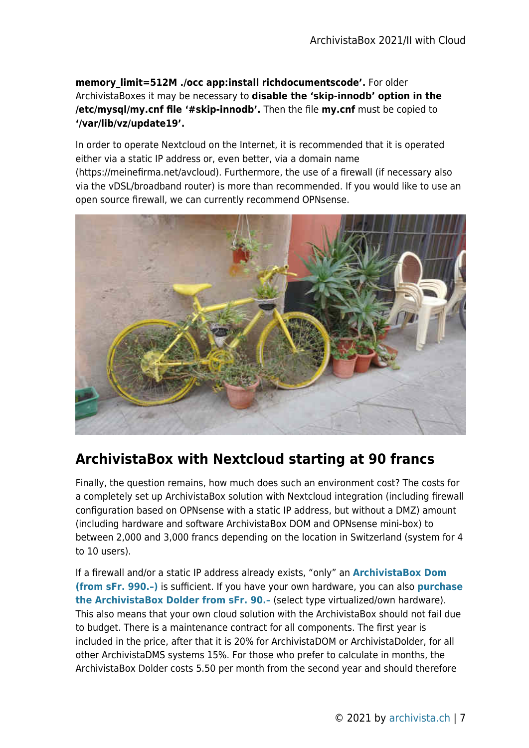**memory_limit=512M ./occ app:install richdocumentscode'.** For older ArchivistaBoxes it may be necessary to **disable the 'skip-innodb' option in the /etc/mysql/my.cnf file '#skip-innodb'.** Then the file **my.cnf** must be copied to **'/var/lib/vz/update19'.**

In order to operate Nextcloud on the Internet, it is recommended that it is operated either via a static IP address or, even better, via a domain name (https://meinefirma.net/avcloud). Furthermore, the use of a firewall (if necessary also via the vDSL/broadband router) is more than recommended. If you would like to use an open source firewall, we can currently recommend OPNsense.

## ArchivistaBox with Nextcloud starting at 90 francs

Finally, the question remains, how much does such an environment cost? The costs for a completely set up ArchivistaBox solution with Nextcloud integration (including firewall configuration based on OPNsense with a static IP address, but without a DMZ) amount (including hardware and software ArchivistaBox DOM and OPNsense mini-box) to between 2,000 and 3,000 francs depending on the location in Switzerland (system for 4 to 10 users).

If a firewall and/or a static IP address already exists, "only" an **ArchivistaBox Dom (from sFr. 990.-)** is sufficient. If you have your own hardware, you can also **purchase the ArchivistaBox Dolder from sFr. 90.-** (select type virtualized/own hardware). This also means that your own cloud solution with the ArchivistaBox should not fail due to budget. There is a maintenance contract for all components. The first year is included in the price, after that it is 20% for ArchivistaDOM or ArchivistaDolder, for all other ArchivistaDMS systems 15%. For those who prefer to calculate in months, the ArchivistaBox Dolder costs 5.50 per month from the second year and should therefore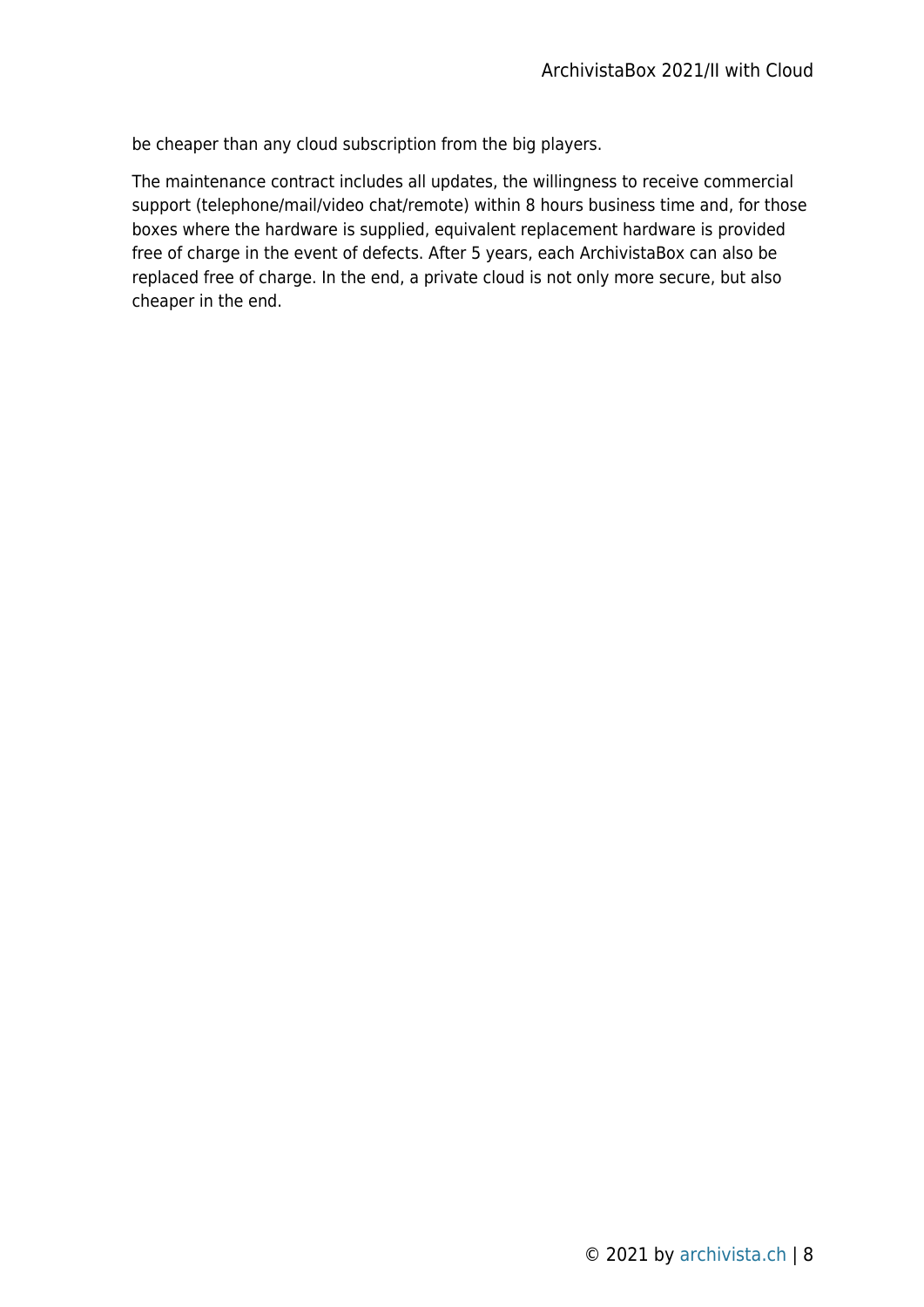be cheaper than any cloud subscription from the big players.

The maintenance contract includes all updates, the willingness to receive commercial support (telephone/mail/video chat/remote) within 8 hours business time and, for those boxes where the hardware is supplied, equivalent replacement hardware is provided free of charge in the event of defects. After 5 years, each ArchivistaBox can also be replaced free of charge. In the end, a private cloud is not only more secure, but also cheaper in the end.